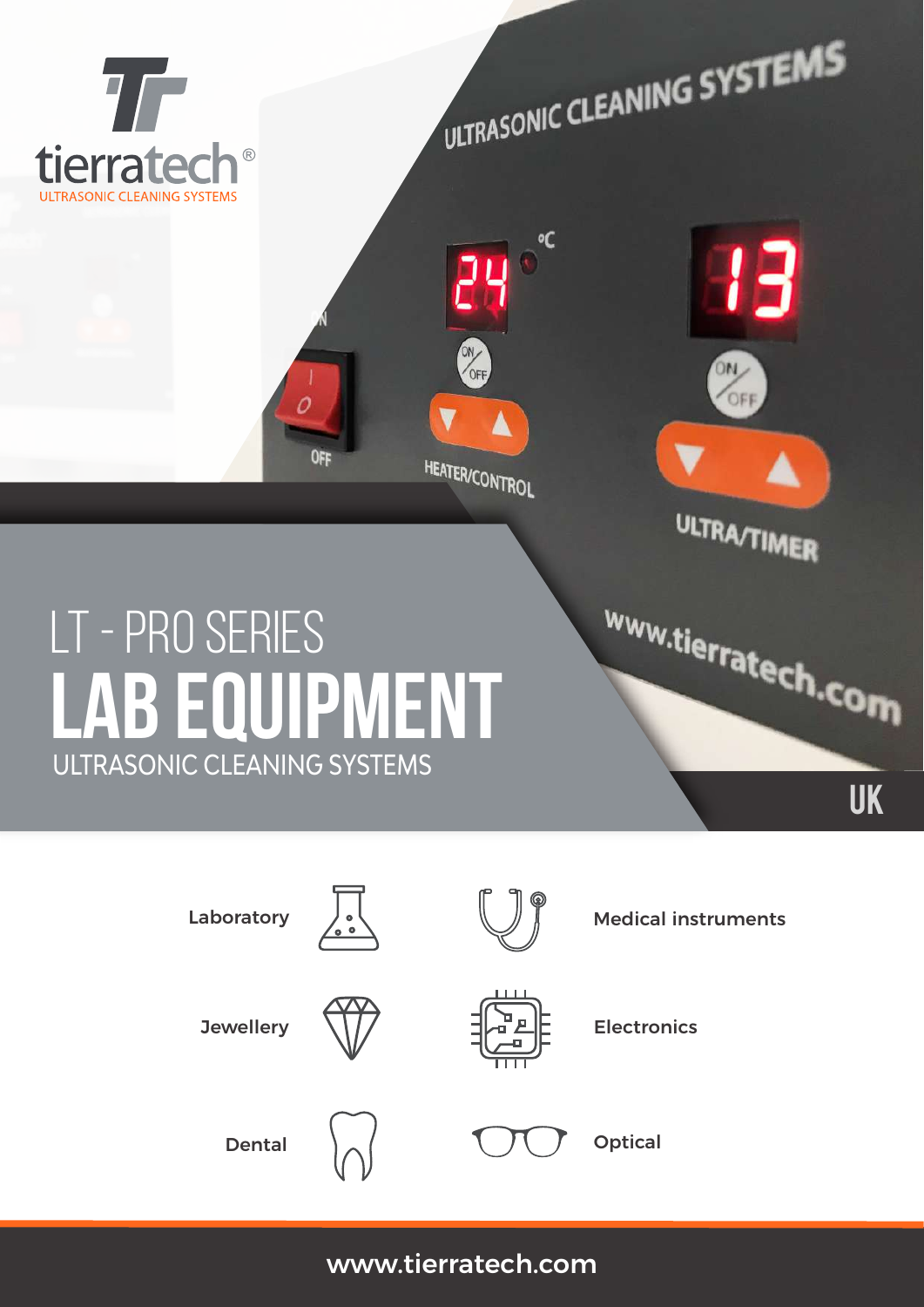tierratech®

ULTRASONIC CLEANING SYSTEMS

# LT - PRO SERIES

# LAB EQUIPMENT

ULTRASONIC CLEANING SYSTEMS

UK

- Laboratory
- Medical instruments
- Jewellery
- Electronics
- Dental
- Optical

www.tierratech.com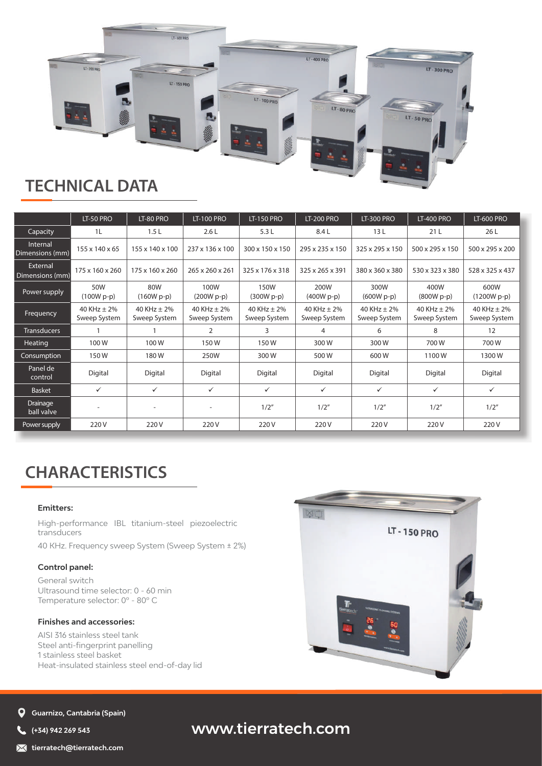## TECHNICAL DATA

| | LT-50 PRO | LT-80 PRO | LT-100 PRO | LT-150 PRO | LT-200 PRO | LT-300 PRO | LT-400 PRO | LT-600 PRO |
|---|---|---|---|---|---|---|---|---|
| Capacity | 1L | 1.5 L | 2.6 L | 5.3 L | 8.4 L | 13 L | 21 L | 26 L |
| Internal Dimensions (mm) | 155 x 140 x 65 | 155 x 140 x 100 | 237 x 136 x 100 | 300 x 150 x 150 | 295 x 235 x 150 | 325 x 295 x 150 | 500 x 295 x 150 | 500 x 295 x 200 |
| External Dimensions (mm) | 175 x 160 x 260 | 175 x 160 x 260 | 265 x 260 x 261 | 325 x 176 x 318 | 325 x 265 x 391 | 380 x 360 x 380 | 530 x 323 x 380 | 528 x 325 x 437 |
| Power supply | 50W (100W p-p) | 80W (160W p-p) | 100W (200W p-p) | 150W (300W p-p) | 200W (400W p-p) | 300W (600W p-p) | 400W (800W p-p) | 600W (1200W p-p) |
| Frequency | 40 KHz ± 2% Sweep System | 40 KHz ± 2% Sweep System | 40 KHz ± 2% Sweep System | 40 KHz ± 2% Sweep System | 40 KHz ± 2% Sweep System | 40 KHz ± 2% Sweep System | 40 KHz ± 2% Sweep System | 40 KHz ± 2% Sweep System |
| Transducers | 1 | 1 | 2 | 3 | 4 | 6 | 8 | 12 |
| Heating | 100 W | 100 W | 150 W | 150 W | 300 W | 300 W | 700 W | 700 W |
| Consumption | 150 W | 180 W | 250W | 300 W | 500 W | 600 W | 1100 W | 1300 W |
| Panel de control | Digital | Digital | Digital | Digital | Digital | Digital | Digital | Digital |
| Basket | ✓ | ✓ | ✓ | ✓ | ✓ | ✓ | ✓ | ✓ |
| Drainage ball valve | - | - | - | 1/2" | 1/2" | 1/2" | 1/2" | 1/2" |
| Power supply | 220 V | 220 V | 220 V | 220 V | 220 V | 220 V | 220 V | 220 V |

## CHARACTERISTICS

**Emitters:**

High-performance IBL titanium-steel piezoelectric transducers

40 KHz. Frequency sweep System (Sweep System ± 2%)

**Control panel:**

General switch
Ultrasound time selector: 0 - 60 min
Temperature selector: 0º - 80º C

**Finishes and accessories:**

AISI 316 stainless steel tank
Steel anti-fingerprint panelling
1 stainless steel basket
Heat-insulated stainless steel end-of-day lid

Guarnizo, Cantabria (Spain)

(+34) 942 269 543

tierratech@tierratech.com

www.tierratech.com